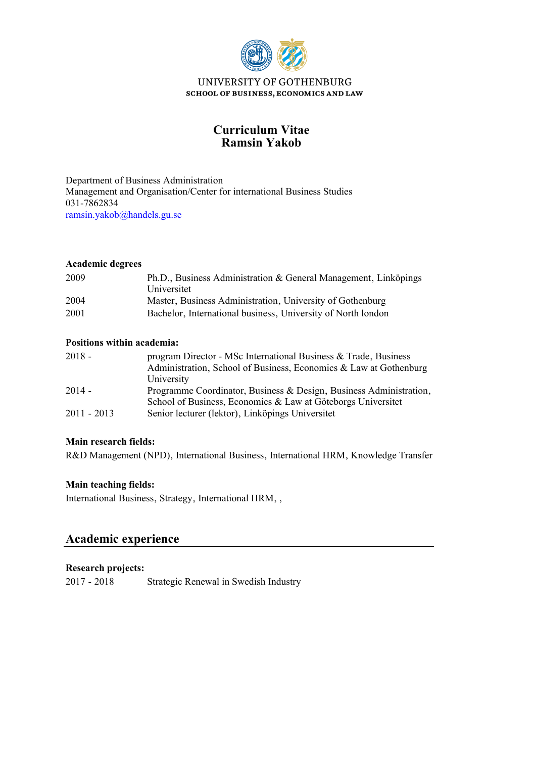UNIVERSITY OF GOTHENBURG
**SCHOOL OF BUSINESS, ECONOMICS AND LAW**

# Curriculum Vitae
# Ramsin Yakob

Department of Business Administration
Management and Organisation/Center for international Business Studies
031-7862834
ramsin.yakob@handels.gu.se

**Academic degrees**

| | |
|---|---|
| 2009 | Ph.D., Business Administration & General Management, Linköpings Universitet |
| 2004 | Master, Business Administration, University of Gothenburg |
| 2001 | Bachelor, International business, University of North london |

**Positions within academia:**

| | |
|---|---|
| 2018 - | program Director - MSc International Business & Trade, Business Administration, School of Business, Economics & Law at Gothenburg University |
| 2014 - | Programme Coordinator, Business & Design, Business Administration, School of Business, Economics & Law at Göteborgs Universitet |
| 2011 - 2013 | Senior lecturer (lektor), Linköpings Universitet |

**Main research fields:**

R&D Management (NPD), International Business, International HRM, Knowledge Transfer

**Main teaching fields:**

International Business, Strategy, International HRM, ,

## Academic experience

**Research projects:**

| | |
|---|---|
| 2017 - 2018 | Strategic Renewal in Swedish Industry |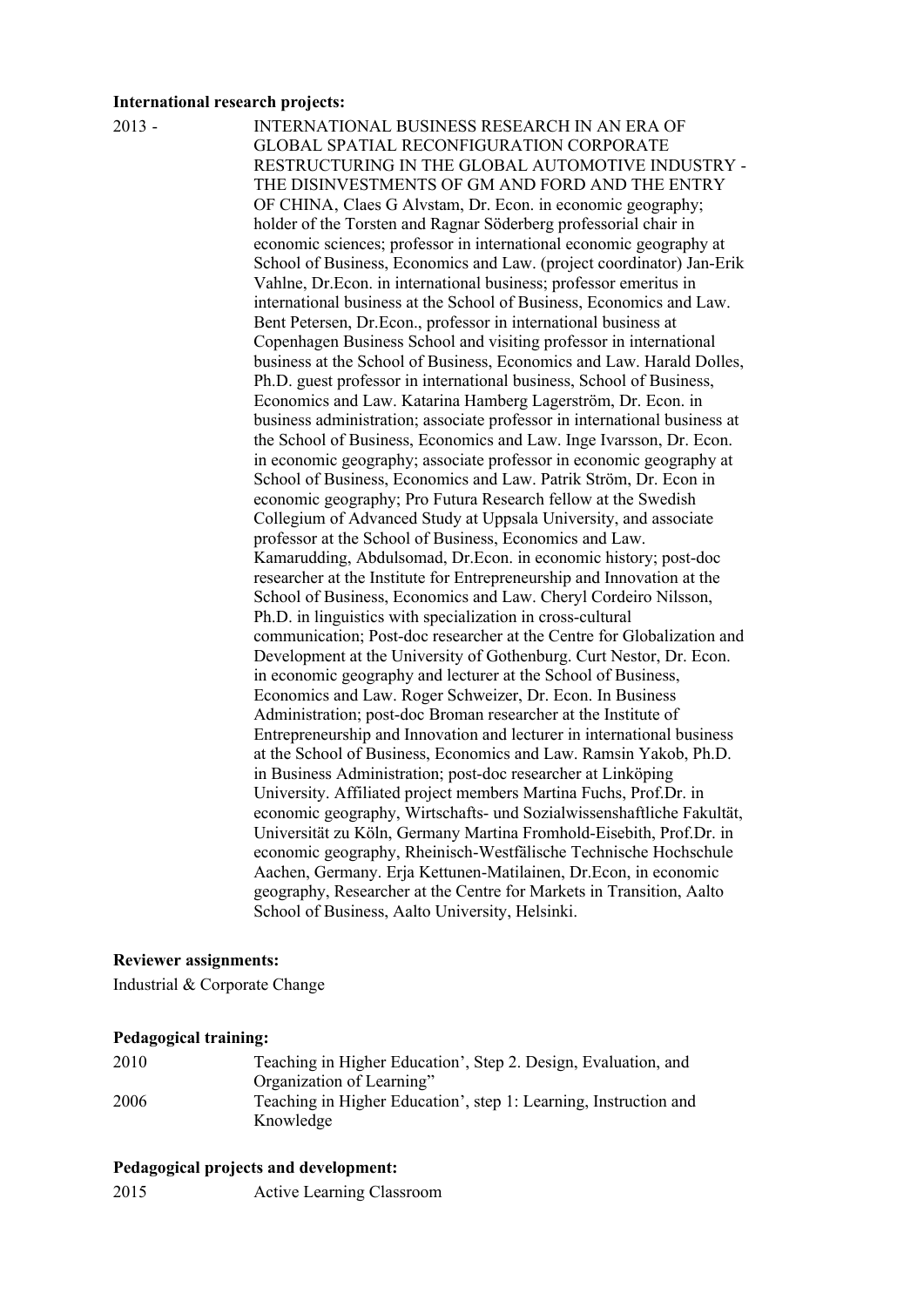**International research projects:**

2013 - INTERNATIONAL BUSINESS RESEARCH IN AN ERA OF GLOBAL SPATIAL RECONFIGURATION CORPORATE RESTRUCTURING IN THE GLOBAL AUTOMOTIVE INDUSTRY - THE DISINVESTMENTS OF GM AND FORD AND THE ENTRY OF CHINA, Claes G Alvstam, Dr. Econ. in economic geography; holder of the Torsten and Ragnar Söderberg professorial chair in economic sciences; professor in international economic geography at School of Business, Economics and Law. (project coordinator) Jan-Erik Vahlne, Dr.Econ. in international business; professor emeritus in international business at the School of Business, Economics and Law. Bent Petersen, Dr.Econ., professor in international business at Copenhagen Business School and visiting professor in international business at the School of Business, Economics and Law. Harald Dolles, Ph.D. guest professor in international business, School of Business, Economics and Law. Katarina Hamberg Lagerström, Dr. Econ. in business administration; associate professor in international business at the School of Business, Economics and Law. Inge Ivarsson, Dr. Econ. in economic geography; associate professor in economic geography at School of Business, Economics and Law. Patrik Ström, Dr. Econ in economic geography; Pro Futura Research fellow at the Swedish Collegium of Advanced Study at Uppsala University, and associate professor at the School of Business, Economics and Law. Kamarudding, Abdulsomad, Dr.Econ. in economic history; post-doc researcher at the Institute for Entrepreneurship and Innovation at the School of Business, Economics and Law. Cheryl Cordeiro Nilsson, Ph.D. in linguistics with specialization in cross-cultural communication; Post-doc researcher at the Centre for Globalization and Development at the University of Gothenburg. Curt Nestor, Dr. Econ. in economic geography and lecturer at the School of Business, Economics and Law. Roger Schweizer, Dr. Econ. In Business Administration; post-doc Broman researcher at the Institute of Entrepreneurship and Innovation and lecturer in international business at the School of Business, Economics and Law. Ramsin Yakob, Ph.D. in Business Administration; post-doc researcher at Linköping University. Affiliated project members Martina Fuchs, Prof.Dr. in economic geography, Wirtschafts- und Sozialwissenshaftliche Fakultät, Universität zu Köln, Germany Martina Fromhold-Eisebith, Prof.Dr. in economic geography, Rheinisch-Westfälische Technische Hochschule Aachen, Germany. Erja Kettunen-Matilainen, Dr.Econ, in economic geography, Researcher at the Centre for Markets in Transition, Aalto School of Business, Aalto University, Helsinki.

**Reviewer assignments:**

Industrial & Corporate Change

**Pedagogical training:**

2010 Teaching in Higher Education', Step 2. Design, Evaluation, and Organization of Learning"

2006 Teaching in Higher Education', step 1: Learning, Instruction and Knowledge

**Pedagogical projects and development:**

2015 Active Learning Classroom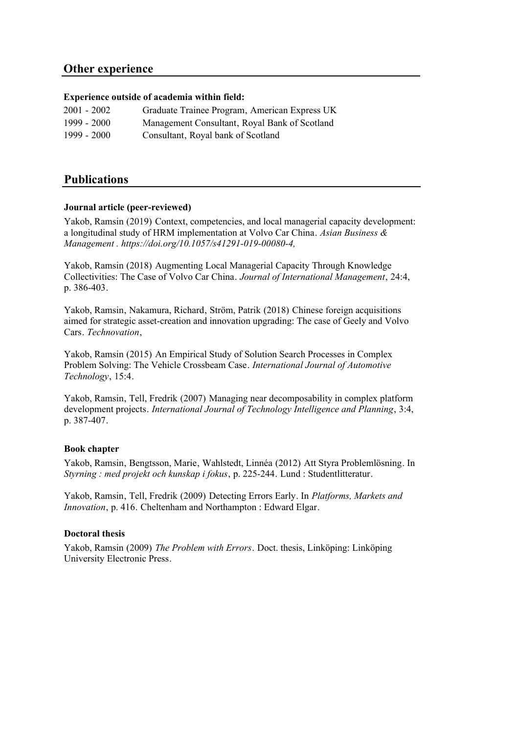## Other experience

**Experience outside of academia within field:**

| | |
|---|---|
| 2001 - 2002 | Graduate Trainee Program, American Express UK |
| 1999 - 2000 | Management Consultant, Royal Bank of Scotland |
| 1999 - 2000 | Consultant, Royal bank of Scotland |

## Publications

**Journal article (peer-reviewed)**

Yakob, Ramsin (2019) Context, competencies, and local managerial capacity development: a longitudinal study of HRM implementation at Volvo Car China. *Asian Business & Management . https://doi.org/10.1057/s41291-019-00080-4,*

Yakob, Ramsin (2018) Augmenting Local Managerial Capacity Through Knowledge Collectivities: The Case of Volvo Car China. *Journal of International Management*, 24:4, p. 386-403.

Yakob, Ramsin, Nakamura, Richard, Ström, Patrik (2018) Chinese foreign acquisitions aimed for strategic asset-creation and innovation upgrading: The case of Geely and Volvo Cars. *Technovation*,

Yakob, Ramsin (2015) An Empirical Study of Solution Search Processes in Complex Problem Solving: The Vehicle Crossbeam Case. *International Journal of Automotive Technology*, 15:4.

Yakob, Ramsin, Tell, Fredrik (2007) Managing near decomposability in complex platform development projects. *International Journal of Technology Intelligence and Planning*, 3:4, p. 387-407.

**Book chapter**

Yakob, Ramsin, Bengtsson, Marie, Wahlstedt, Linnéa (2012) Att Styra Problemlösning. In *Styrning : med projekt och kunskap i fokus*, p. 225-244. Lund : Studentlitteratur.

Yakob, Ramsin, Tell, Fredrik (2009) Detecting Errors Early. In *Platforms, Markets and Innovation*, p. 416. Cheltenham and Northampton : Edward Elgar.

**Doctoral thesis**

Yakob, Ramsin (2009) *The Problem with Errors*. Doct. thesis, Linköping: Linköping University Electronic Press.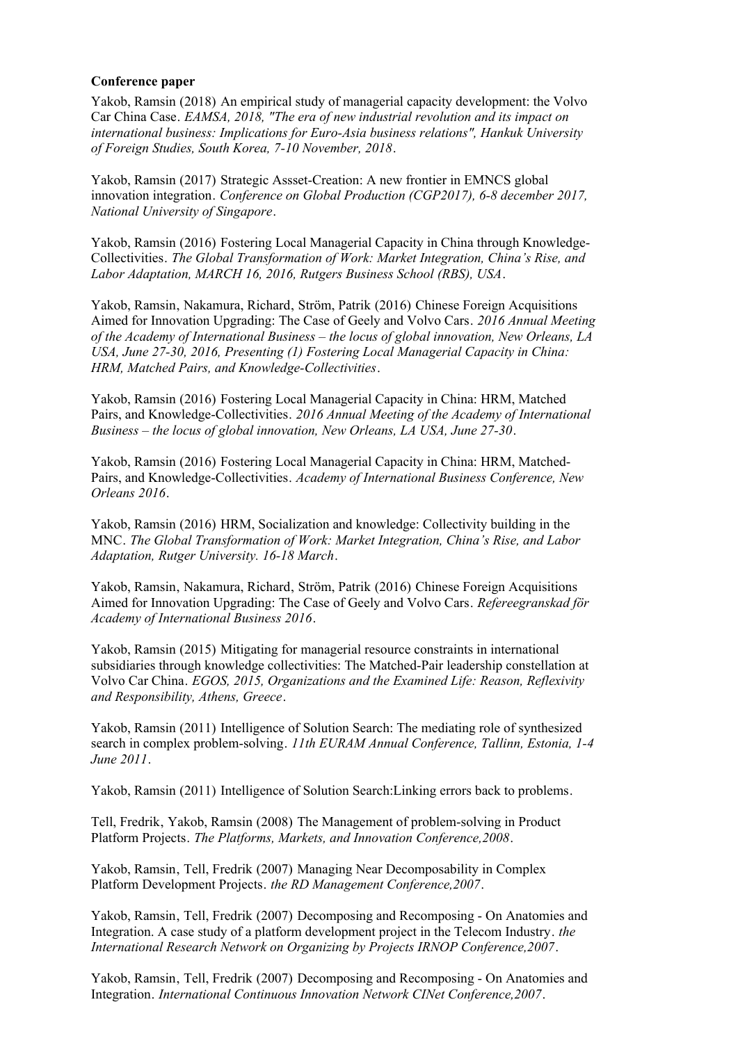**Conference paper**

Yakob, Ramsin (2018) An empirical study of managerial capacity development: the Volvo Car China Case. *EAMSA, 2018, "The era of new industrial revolution and its impact on international business: Implications for Euro-Asia business relations", Hankuk University of Foreign Studies, South Korea, 7-10 November, 2018*.

Yakob, Ramsin (2017) Strategic Assset-Creation: A new frontier in EMNCS global innovation integration. *Conference on Global Production (CGP2017), 6-8 december 2017, National University of Singapore*.

Yakob, Ramsin (2016) Fostering Local Managerial Capacity in China through Knowledge-Collectivities. *The Global Transformation of Work: Market Integration, China's Rise, and Labor Adaptation, MARCH 16, 2016, Rutgers Business School (RBS), USA*.

Yakob, Ramsin, Nakamura, Richard, Ström, Patrik (2016) Chinese Foreign Acquisitions Aimed for Innovation Upgrading: The Case of Geely and Volvo Cars. *2016 Annual Meeting of the Academy of International Business – the locus of global innovation, New Orleans, LA USA, June 27-30, 2016, Presenting (1) Fostering Local Managerial Capacity in China: HRM, Matched Pairs, and Knowledge-Collectivities*.

Yakob, Ramsin (2016) Fostering Local Managerial Capacity in China: HRM, Matched Pairs, and Knowledge-Collectivities. *2016 Annual Meeting of the Academy of International Business – the locus of global innovation, New Orleans, LA USA, June 27-30*.

Yakob, Ramsin (2016) Fostering Local Managerial Capacity in China: HRM, Matched-Pairs, and Knowledge-Collectivities. *Academy of International Business Conference, New Orleans 2016*.

Yakob, Ramsin (2016) HRM, Socialization and knowledge: Collectivity building in the MNC. *The Global Transformation of Work: Market Integration, China's Rise, and Labor Adaptation, Rutger University. 16-18 March*.

Yakob, Ramsin, Nakamura, Richard, Ström, Patrik (2016) Chinese Foreign Acquisitions Aimed for Innovation Upgrading: The Case of Geely and Volvo Cars. *Refereegranskad för Academy of International Business 2016*.

Yakob, Ramsin (2015) Mitigating for managerial resource constraints in international subsidiaries through knowledge collectivities: The Matched-Pair leadership constellation at Volvo Car China. *EGOS, 2015, Organizations and the Examined Life: Reason, Reflexivity and Responsibility, Athens, Greece*.

Yakob, Ramsin (2011) Intelligence of Solution Search: The mediating role of synthesized search in complex problem-solving. *11th EURAM Annual Conference, Tallinn, Estonia, 1-4 June 2011*.

Yakob, Ramsin (2011) Intelligence of Solution Search:Linking errors back to problems.

Tell, Fredrik, Yakob, Ramsin (2008) The Management of problem-solving in Product Platform Projects. *The Platforms, Markets, and Innovation Conference,2008*.

Yakob, Ramsin, Tell, Fredrik (2007) Managing Near Decomposability in Complex Platform Development Projects. *the RD Management Conference,2007*.

Yakob, Ramsin, Tell, Fredrik (2007) Decomposing and Recomposing - On Anatomies and Integration. A case study of a platform development project in the Telecom Industry. *the International Research Network on Organizing by Projects IRNOP Conference,2007*.

Yakob, Ramsin, Tell, Fredrik (2007) Decomposing and Recomposing - On Anatomies and Integration. *International Continuous Innovation Network CINet Conference,2007*.